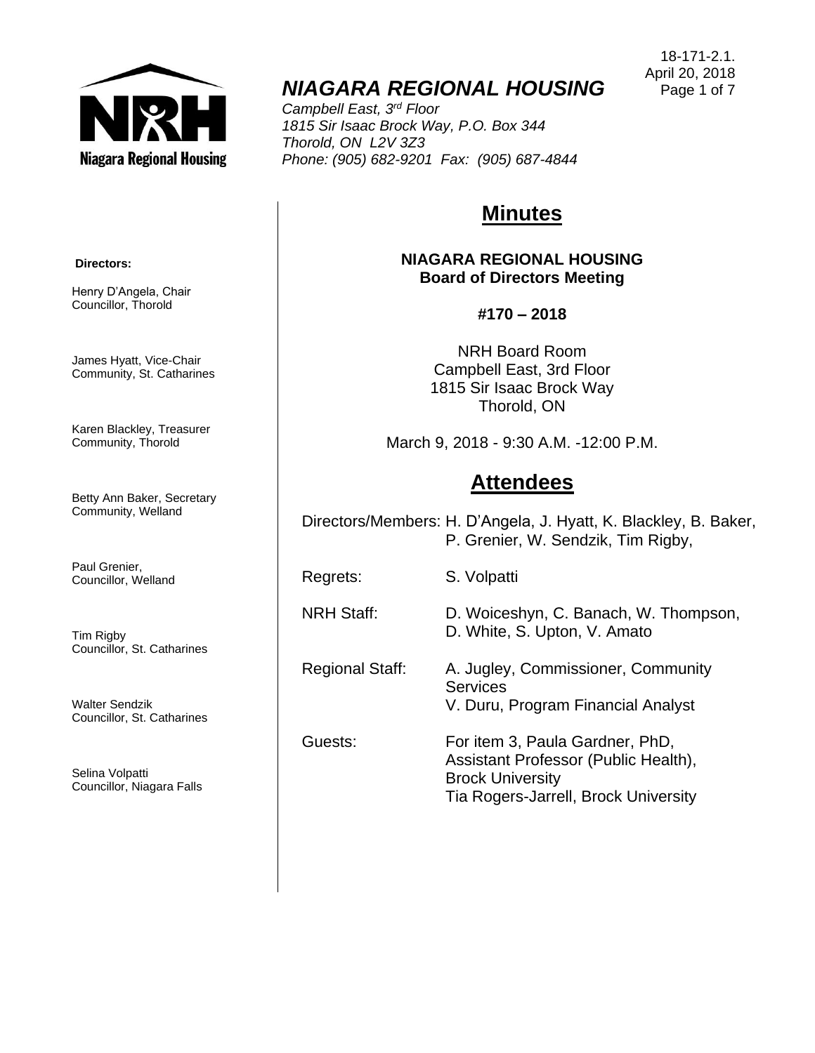18-171-2.1.
April 20, 2018

# *NIAGARA REGIONAL HOUSING*

*Campbell East, 3rd Floor*
*1815 Sir Isaac Brock Way, P.O. Box 344*
*Thorold, ON L2V 3Z3*
*Phone: (905) 682-9201 Fax: (905) 687-4844*

**Directors:**

Henry D'Angela, Chair
Councillor, Thorold

James Hyatt, Vice-Chair
Community, St. Catharines

Karen Blackley, Treasurer
Community, Thorold

Betty Ann Baker, Secretary
Community, Welland

Paul Grenier,
Councillor, Welland

Tim Rigby
Councillor, St. Catharines

Walter Sendzik
Councillor, St. Catharines

Selina Volpatti
Councillor, Niagara Falls

# Minutes

**NIAGARA REGIONAL HOUSING**
**Board of Directors Meeting**

**#170 – 2018**

NRH Board Room
Campbell East, 3rd Floor
1815 Sir Isaac Brock Way
Thorold, ON

March 9, 2018 - 9:30 A.M. -12:00 P.M.

# Attendees

Directors/Members: H. D'Angela, J. Hyatt, K. Blackley, B. Baker, P. Grenier, W. Sendzik, Tim Rigby,

Regrets: S. Volpatti

NRH Staff: D. Woiceshyn, C. Banach, W. Thompson, D. White, S. Upton, V. Amato

Regional Staff: A. Jugley, Commissioner, Community Services
V. Duru, Program Financial Analyst

Guests: For item 3, Paula Gardner, PhD, Assistant Professor (Public Health), Brock University
Tia Rogers-Jarrell, Brock University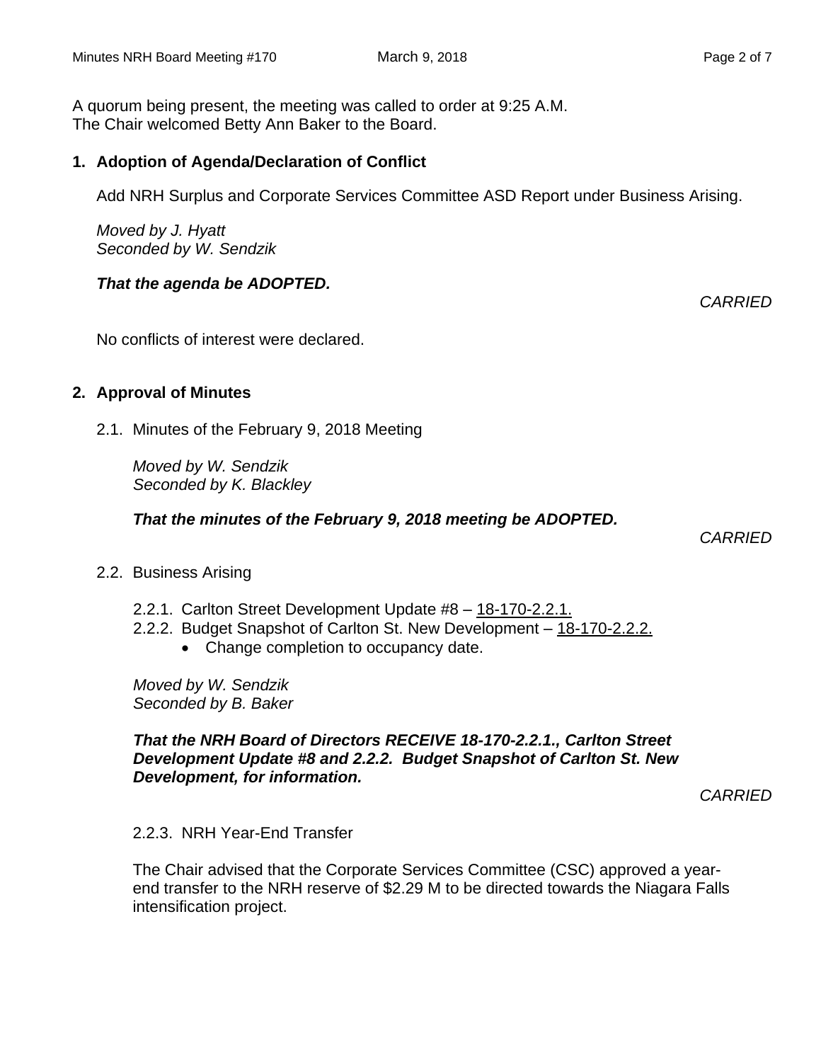A quorum being present, the meeting was called to order at 9:25 A.M.
The Chair welcomed Betty Ann Baker to the Board.

## 1. Adoption of Agenda/Declaration of Conflict

Add NRH Surplus and Corporate Services Committee ASD Report under Business Arising.

*Moved by J. Hyatt*
*Seconded by W. Sendzik*

***That the agenda be ADOPTED.***

*CARRIED*

No conflicts of interest were declared.

## 2. Approval of Minutes

2.1. Minutes of the February 9, 2018 Meeting

*Moved by W. Sendzik*
*Seconded by K. Blackley*

***That the minutes of the February 9, 2018 meeting be ADOPTED.***

*CARRIED*

2.2. Business Arising

2.2.1. Carlton Street Development Update #8 – 18-170-2.2.1.
2.2.2. Budget Snapshot of Carlton St. New Development – 18-170-2.2.2.

- Change completion to occupancy date.

*Moved by W. Sendzik*
*Seconded by B. Baker*

***That the NRH Board of Directors RECEIVE 18-170-2.2.1., Carlton Street Development Update #8 and 2.2.2. Budget Snapshot of Carlton St. New Development, for information.***

*CARRIED*

2.2.3. NRH Year-End Transfer

The Chair advised that the Corporate Services Committee (CSC) approved a year-end transfer to the NRH reserve of $2.29 M to be directed towards the Niagara Falls intensification project.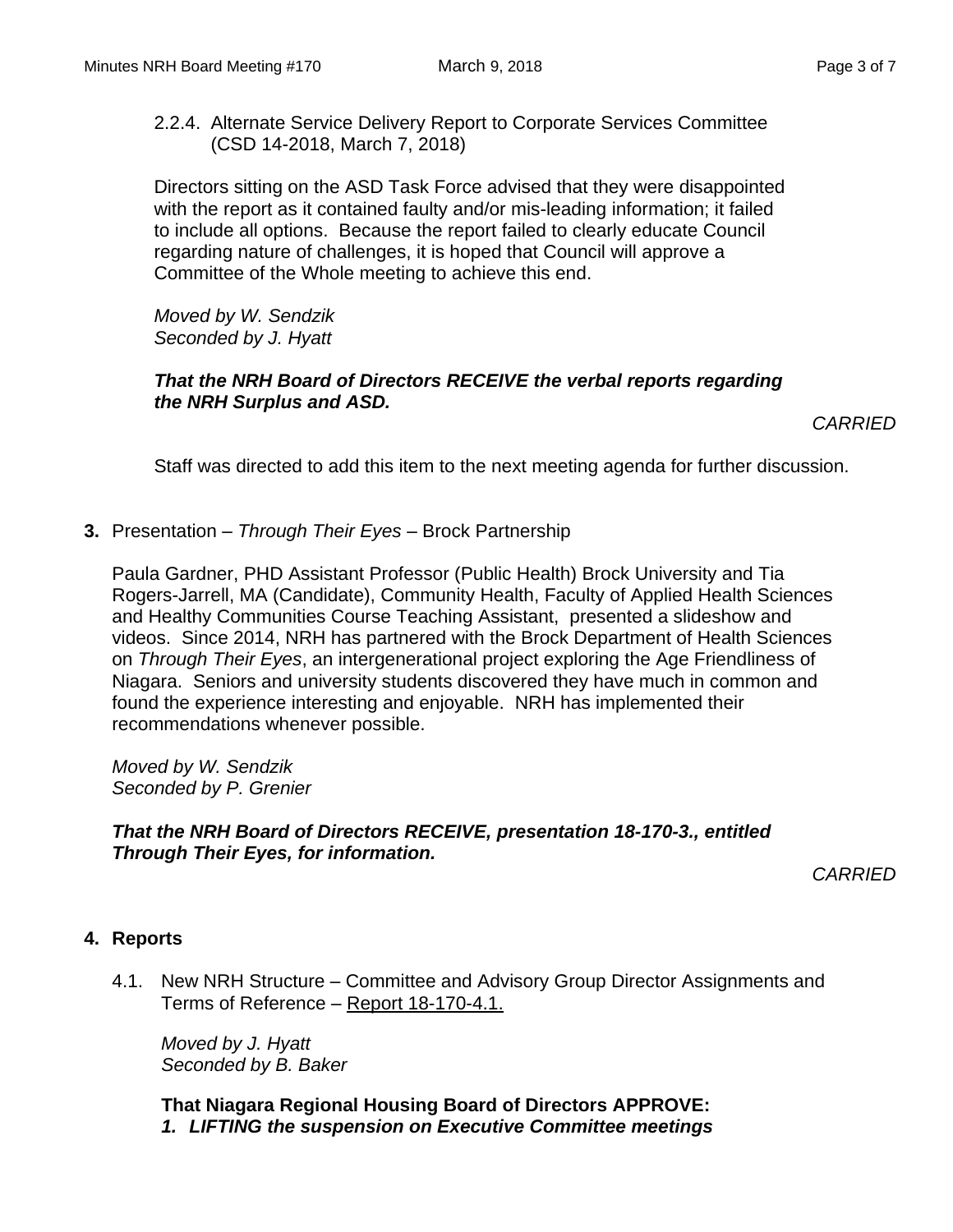2.2.4. Alternate Service Delivery Report to Corporate Services Committee (CSD 14-2018, March 7, 2018)

Directors sitting on the ASD Task Force advised that they were disappointed with the report as it contained faulty and/or mis-leading information; it failed to include all options. Because the report failed to clearly educate Council regarding nature of challenges, it is hoped that Council will approve a Committee of the Whole meeting to achieve this end.

*Moved by W. Sendzik*
*Seconded by J. Hyatt*

***That the NRH Board of Directors RECEIVE the verbal reports regarding the NRH Surplus and ASD.***

*CARRIED*

Staff was directed to add this item to the next meeting agenda for further discussion.

**3.** Presentation – *Through Their Eyes* – Brock Partnership

Paula Gardner, PHD Assistant Professor (Public Health) Brock University and Tia Rogers-Jarrell, MA (Candidate), Community Health, Faculty of Applied Health Sciences and Healthy Communities Course Teaching Assistant, presented a slideshow and videos. Since 2014, NRH has partnered with the Brock Department of Health Sciences on *Through Their Eyes*, an intergenerational project exploring the Age Friendliness of Niagara. Seniors and university students discovered they have much in common and found the experience interesting and enjoyable. NRH has implemented their recommendations whenever possible.

*Moved by W. Sendzik*
*Seconded by P. Grenier*

***That the NRH Board of Directors RECEIVE, presentation 18-170-3., entitled Through Their Eyes, for information.***

*CARRIED*

## 4. Reports

4.1. New NRH Structure – Committee and Advisory Group Director Assignments and Terms of Reference – Report 18-170-4.1.

*Moved by J. Hyatt*
*Seconded by B. Baker*

**That Niagara Regional Housing Board of Directors APPROVE:**

***1. LIFTING the suspension on Executive Committee meetings***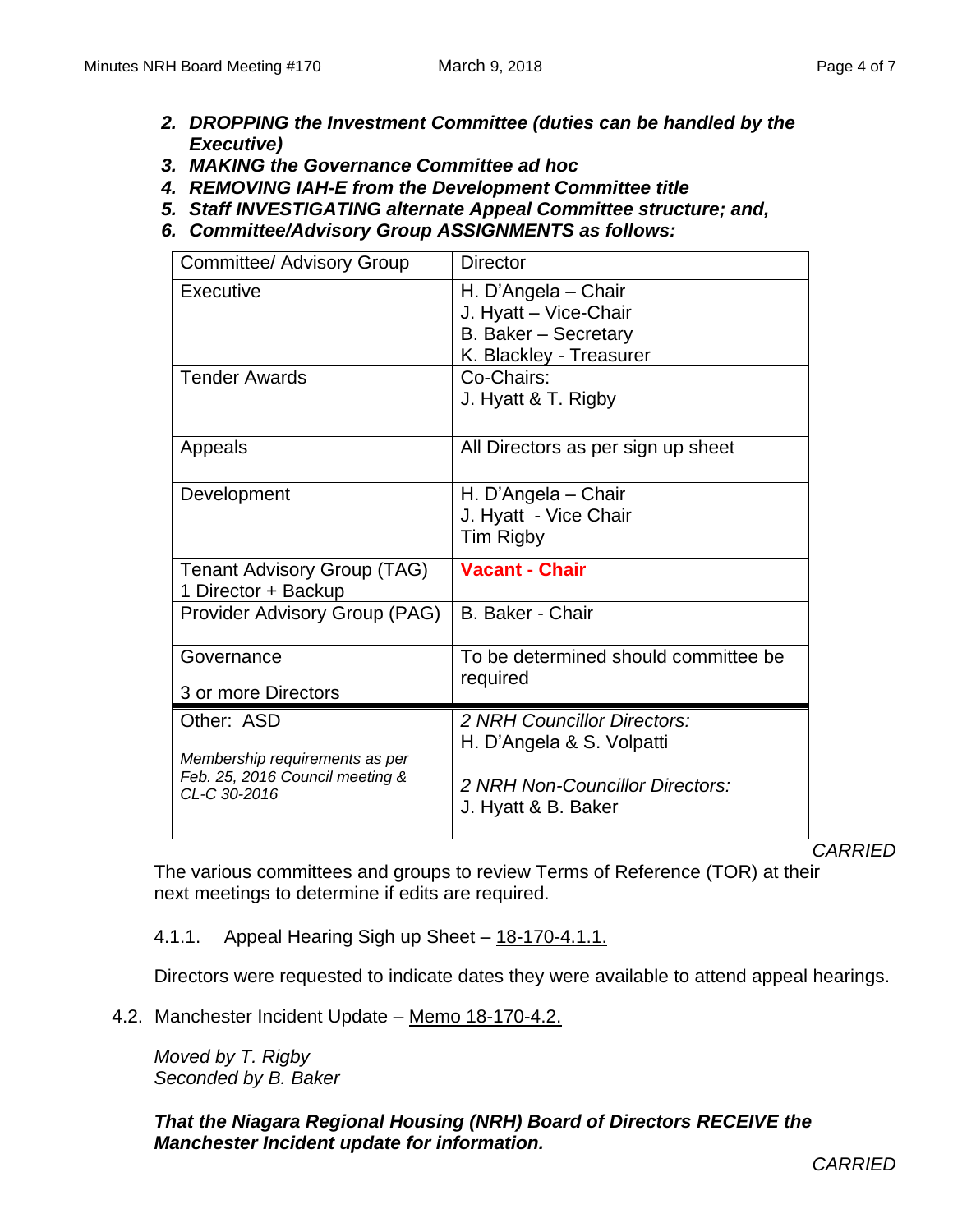2. ***DROPPING the Investment Committee (duties can be handled by the Executive)***
3. ***MAKING the Governance Committee ad hoc***
4. ***REMOVING IAH-E from the Development Committee title***
5. ***Staff INVESTIGATING alternate Appeal Committee structure; and,***
6. ***Committee/Advisory Group ASSIGNMENTS as follows:***

| Committee/ Advisory Group | Director |
|---|---|
| Executive | H. D'Angela – Chair<br>J. Hyatt – Vice-Chair<br>B. Baker – Secretary<br>K. Blackley - Treasurer |
| Tender Awards | Co-Chairs:<br>J. Hyatt & T. Rigby |
| Appeals | All Directors as per sign up sheet |
| Development | H. D'Angela – Chair<br>J. Hyatt - Vice Chair<br>Tim Rigby |
| Tenant Advisory Group (TAG)<br>1 Director + Backup | **Vacant - Chair** |
| Provider Advisory Group (PAG) | B. Baker - Chair |
| Governance<br><br>3 or more Directors | To be determined should committee be required |
| Other: ASD<br><br>*Membership requirements as per Feb. 25, 2016 Council meeting & CL-C 30-2016* | *2 NRH Councillor Directors:*<br>H. D'Angela & S. Volpatti<br><br>*2 NRH Non-Councillor Directors:*<br>J. Hyatt & B. Baker |

*CARRIED*

The various committees and groups to review Terms of Reference (TOR) at their next meetings to determine if edits are required.

4.1.1. Appeal Hearing Sigh up Sheet – 18-170-4.1.1.

Directors were requested to indicate dates they were available to attend appeal hearings.

4.2. Manchester Incident Update – Memo 18-170-4.2.

*Moved by T. Rigby*
*Seconded by B. Baker*

***That the Niagara Regional Housing (NRH) Board of Directors RECEIVE the Manchester Incident update for information.***

*CARRIED*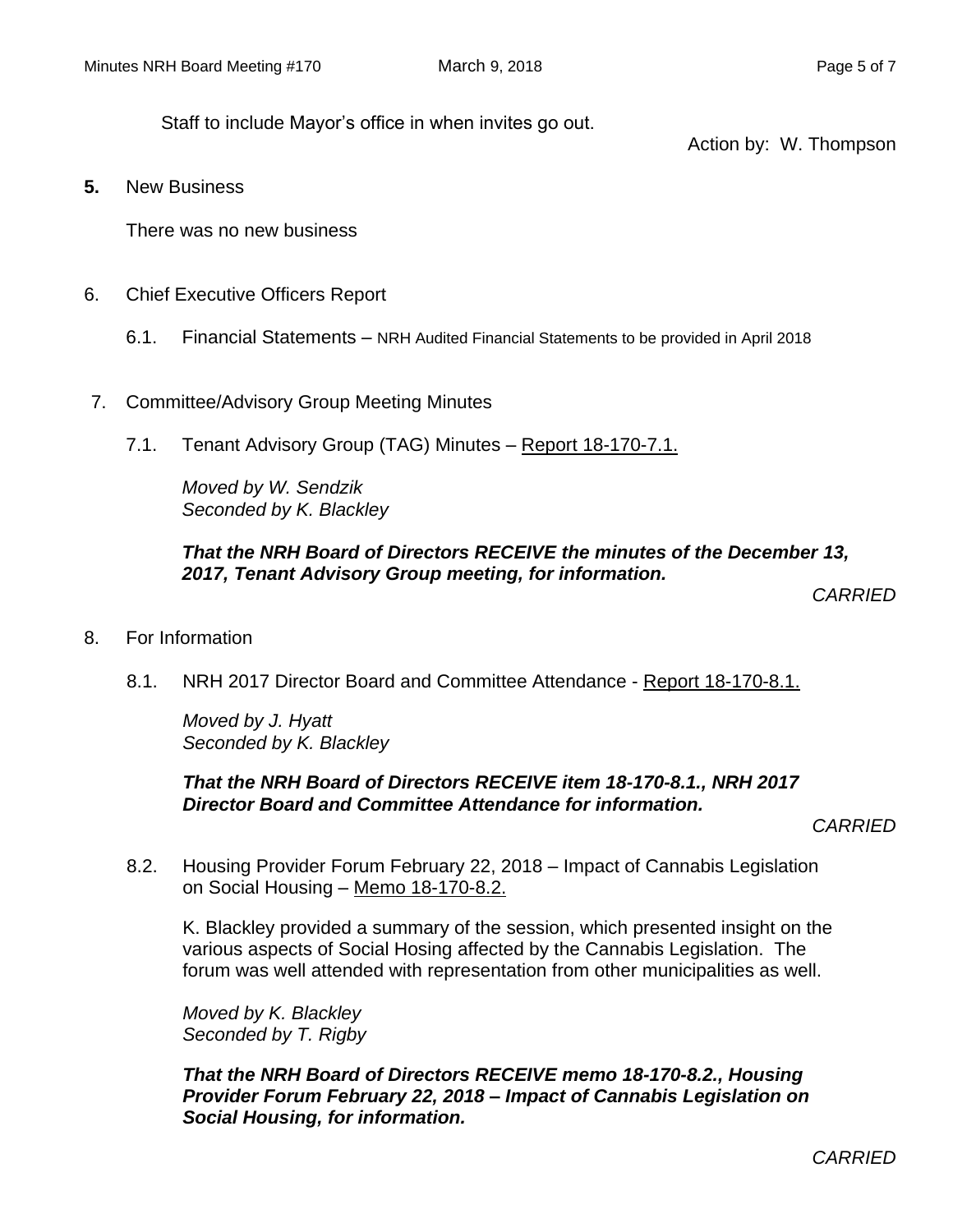Staff to include Mayor's office in when invites go out.

Action by: W. Thompson

**5.** New Business

There was no new business

6. Chief Executive Officers Report

   6.1. Financial Statements – NRH Audited Financial Statements to be provided in April 2018

7. Committee/Advisory Group Meeting Minutes

   7.1. Tenant Advisory Group (TAG) Minutes – Report 18-170-7.1.

   *Moved by W. Sendzik*
   *Seconded by K. Blackley*

   ***That the NRH Board of Directors RECEIVE the minutes of the December 13, 2017, Tenant Advisory Group meeting, for information.***

   *CARRIED*

8. For Information

   8.1. NRH 2017 Director Board and Committee Attendance - Report 18-170-8.1.

   *Moved by J. Hyatt*
   *Seconded by K. Blackley*

   ***That the NRH Board of Directors RECEIVE item 18-170-8.1., NRH 2017 Director Board and Committee Attendance for information.***

   *CARRIED*

   8.2. Housing Provider Forum February 22, 2018 – Impact of Cannabis Legislation on Social Housing – Memo 18-170-8.2.

   K. Blackley provided a summary of the session, which presented insight on the various aspects of Social Hosing affected by the Cannabis Legislation. The forum was well attended with representation from other municipalities as well.

   *Moved by K. Blackley*
   *Seconded by T. Rigby*

   ***That the NRH Board of Directors RECEIVE memo 18-170-8.2., Housing Provider Forum February 22, 2018 – Impact of Cannabis Legislation on Social Housing, for information.***

   *CARRIED*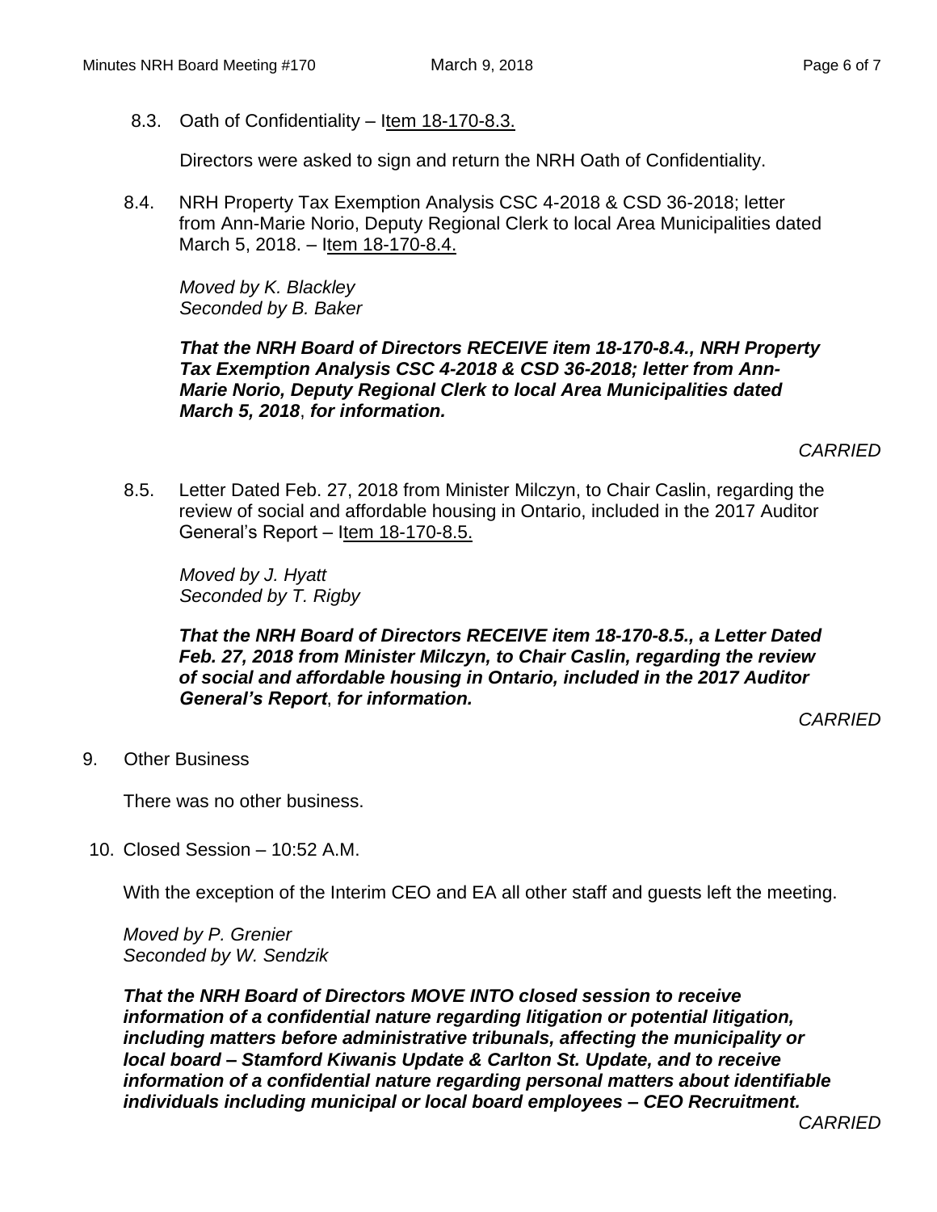8.3. Oath of Confidentiality – Item 18-170-8.3.

Directors were asked to sign and return the NRH Oath of Confidentiality.

8.4. NRH Property Tax Exemption Analysis CSC 4-2018 & CSD 36-2018; letter from Ann-Marie Norio, Deputy Regional Clerk to local Area Municipalities dated March 5, 2018. – Item 18-170-8.4.

*Moved by K. Blackley*
*Seconded by B. Baker*

***That the NRH Board of Directors RECEIVE item 18-170-8.4., NRH Property Tax Exemption Analysis CSC 4-2018 & CSD 36-2018; letter from Ann-Marie Norio, Deputy Regional Clerk to local Area Municipalities dated March 5, 2018, for information.***

*CARRIED*

8.5. Letter Dated Feb. 27, 2018 from Minister Milczyn, to Chair Caslin, regarding the review of social and affordable housing in Ontario, included in the 2017 Auditor General's Report – Item 18-170-8.5.

*Moved by J. Hyatt*
*Seconded by T. Rigby*

***That the NRH Board of Directors RECEIVE item 18-170-8.5., a Letter Dated Feb. 27, 2018 from Minister Milczyn, to Chair Caslin, regarding the review of social and affordable housing in Ontario, included in the 2017 Auditor General's Report, for information.***

*CARRIED*

9. Other Business

There was no other business.

10. Closed Session – 10:52 A.M.

With the exception of the Interim CEO and EA all other staff and guests left the meeting.

*Moved by P. Grenier*
*Seconded by W. Sendzik*

***That the NRH Board of Directors MOVE INTO closed session to receive information of a confidential nature regarding litigation or potential litigation, including matters before administrative tribunals, affecting the municipality or local board – Stamford Kiwanis Update & Carlton St. Update, and to receive information of a confidential nature regarding personal matters about identifiable individuals including municipal or local board employees – CEO Recruitment.***

*CARRIED*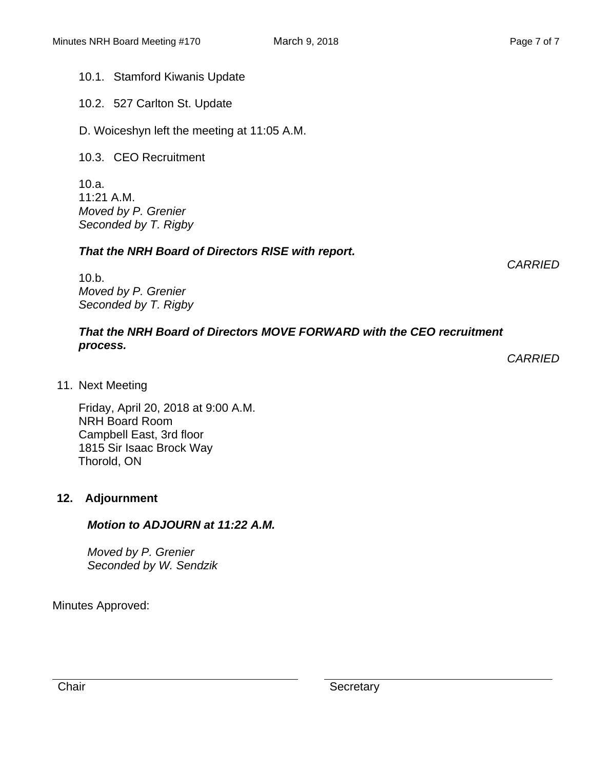10.1. Stamford Kiwanis Update

10.2. 527 Carlton St. Update

D. Woiceshyn left the meeting at 11:05 A.M.

10.3. CEO Recruitment

10.a.
11:21 A.M.
*Moved by P. Grenier*
*Seconded by T. Rigby*

***That the NRH Board of Directors RISE with report.***

*CARRIED*

10.b.
*Moved by P. Grenier*
*Seconded by T. Rigby*

***That the NRH Board of Directors MOVE FORWARD with the CEO recruitment process.***

*CARRIED*

11. Next Meeting

Friday, April 20, 2018 at 9:00 A.M.
NRH Board Room
Campbell East, 3rd floor
1815 Sir Isaac Brock Way
Thorold, ON

**12. Adjournment**

***Motion to ADJOURN at 11:22 A.M.***

*Moved by P. Grenier*
*Seconded by W. Sendzik*

Minutes Approved:

Chair

Secretary